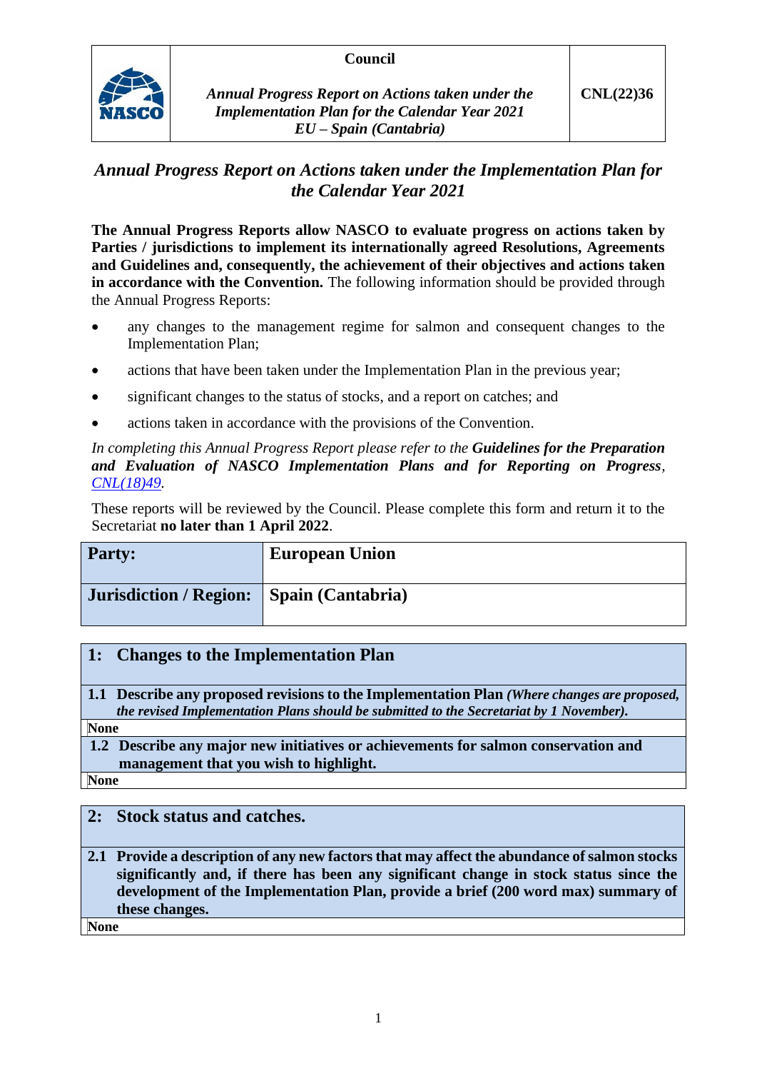| | Council | |
|---|---|---|
| NASCO | *Annual Progress Report on Actions taken under the Implementation Plan for the Calendar Year 2021*<br>*EU – Spain (Cantabria)* | **CNL(22)36** |

## *Annual Progress Report on Actions taken under the Implementation Plan for the Calendar Year 2021*

**The Annual Progress Reports allow NASCO to evaluate progress on actions taken by Parties / jurisdictions to implement its internationally agreed Resolutions, Agreements and Guidelines and, consequently, the achievement of their objectives and actions taken in accordance with the Convention.** The following information should be provided through the Annual Progress Reports:

- any changes to the management regime for salmon and consequent changes to the Implementation Plan;
- actions that have been taken under the Implementation Plan in the previous year;
- significant changes to the status of stocks, and a report on catches; and
- actions taken in accordance with the provisions of the Convention.

*In completing this Annual Progress Report please refer to the* ***Guidelines for the Preparation and Evaluation of NASCO Implementation Plans and for Reporting on Progress****, CNL(18)49.*

These reports will be reviewed by the Council. Please complete this form and return it to the Secretariat **no later than 1 April 2022**.

| **Party:** | **European Union** |
|---|---|
| **Jurisdiction / Region:** | **Spain (Cantabria)** |

| **1: Changes to the Implementation Plan** |
|---|
| **1.1 Describe any proposed revisions to the Implementation Plan** ***(Where changes are proposed, the revised Implementation Plans should be submitted to the Secretariat by 1 November).*** |
| None |
| **1.2 Describe any major new initiatives or achievements for salmon conservation and management that you wish to highlight.** |
| None |

| **2: Stock status and catches.** |
|---|
| **2.1 Provide a description of any new factors that may affect the abundance of salmon stocks significantly and, if there has been any significant change in stock status since the development of the Implementation Plan, provide a brief (200 word max) summary of these changes.** |
| None |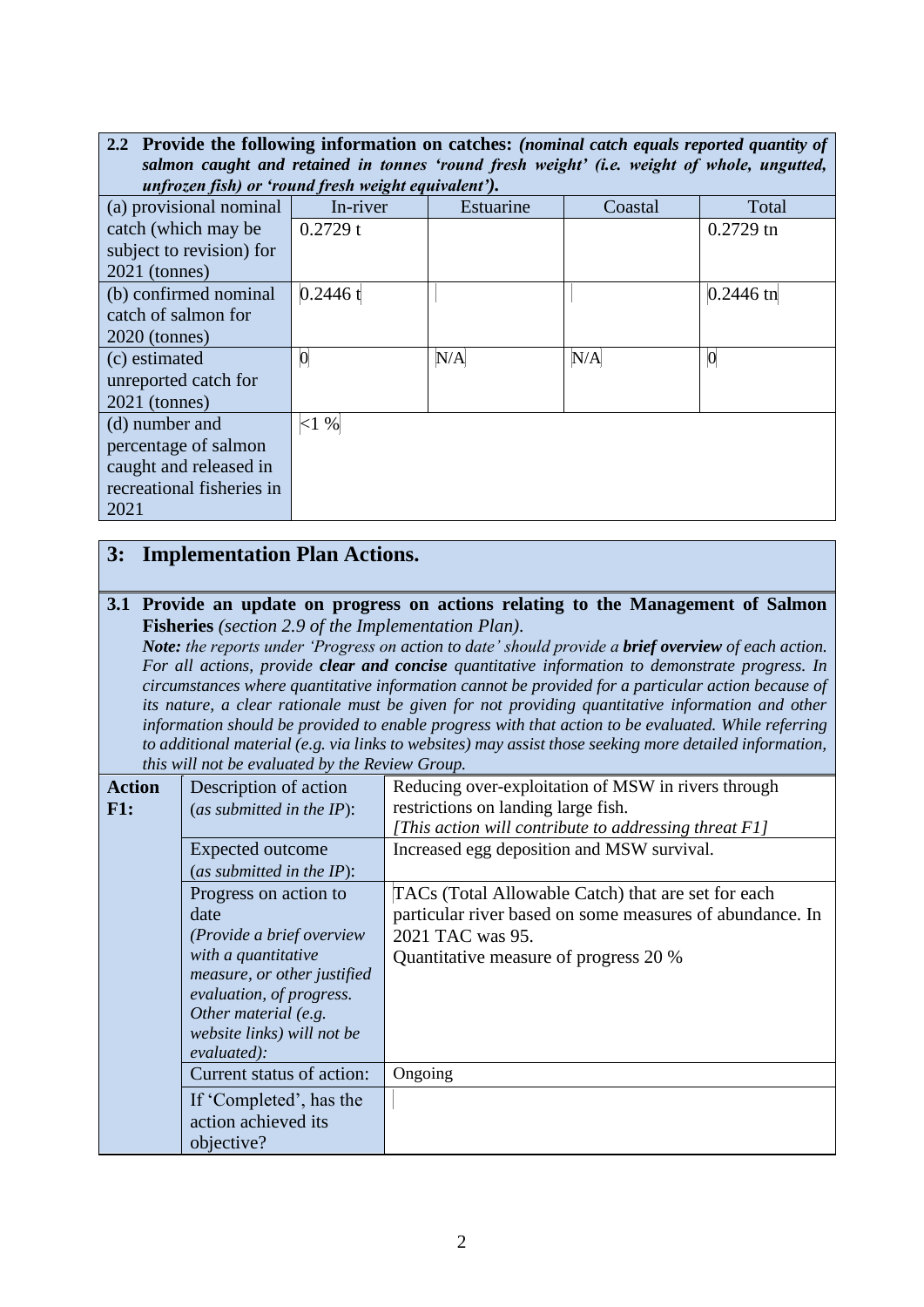| **2.2 Provide the following information on catches:** *(nominal catch equals reported quantity of salmon caught and retained in tonnes 'round fresh weight' (i.e. weight of whole, ungutted, unfrozen fish) or 'round fresh weight equivalent').* | | | | |
|---|---|---|---|---|
| (a) provisional nominal | In-river | Estuarine | Coastal | Total |
| catch (which may be subject to revision) for 2021 (tonnes) | 0.2729 t | | | 0.2729 tn |
| (b) confirmed nominal catch of salmon for 2020 (tonnes) | 0.2446 t | | | 0.2446 tn |
| (c) estimated unreported catch for 2021 (tonnes) | 0 | N/A | N/A | 0 |
| (d) number and percentage of salmon caught and released in recreational fisheries in 2021 | <1 % | | | |

## 3: Implementation Plan Actions.

**3.1 Provide an update on progress on actions relating to the Management of Salmon Fisheries** *(section 2.9 of the Implementation Plan).*

***Note:*** *the reports under 'Progress on action to date' should provide a* ***brief overview*** *of each action. For all actions, provide* ***clear and concise*** *quantitative information to demonstrate progress. In circumstances where quantitative information cannot be provided for a particular action because of its nature, a clear rationale must be given for not providing quantitative information and other information should be provided to enable progress with that action to be evaluated. While referring to additional material (e.g. via links to websites) may assist those seeking more detailed information, this will not be evaluated by the Review Group.*

| **Action F1:** | | |
|---|---|---|
| | Description of action (*as submitted in the IP*): | Reducing over-exploitation of MSW in rivers through restrictions on landing large fish. *[This action will contribute to addressing threat F1]* |
| | Expected outcome (*as submitted in the IP*): | Increased egg deposition and MSW survival. |
| | Progress on action to date *(Provide a brief overview with a quantitative measure, or other justified evaluation, of progress. Other material (e.g. website links) will not be evaluated):* | TACs (Total Allowable Catch) that are set for each particular river based on some measures of abundance. In 2021 TAC was 95. Quantitative measure of progress 20 % |
| | Current status of action: | Ongoing |
| | If 'Completed', has the action achieved its objective? | |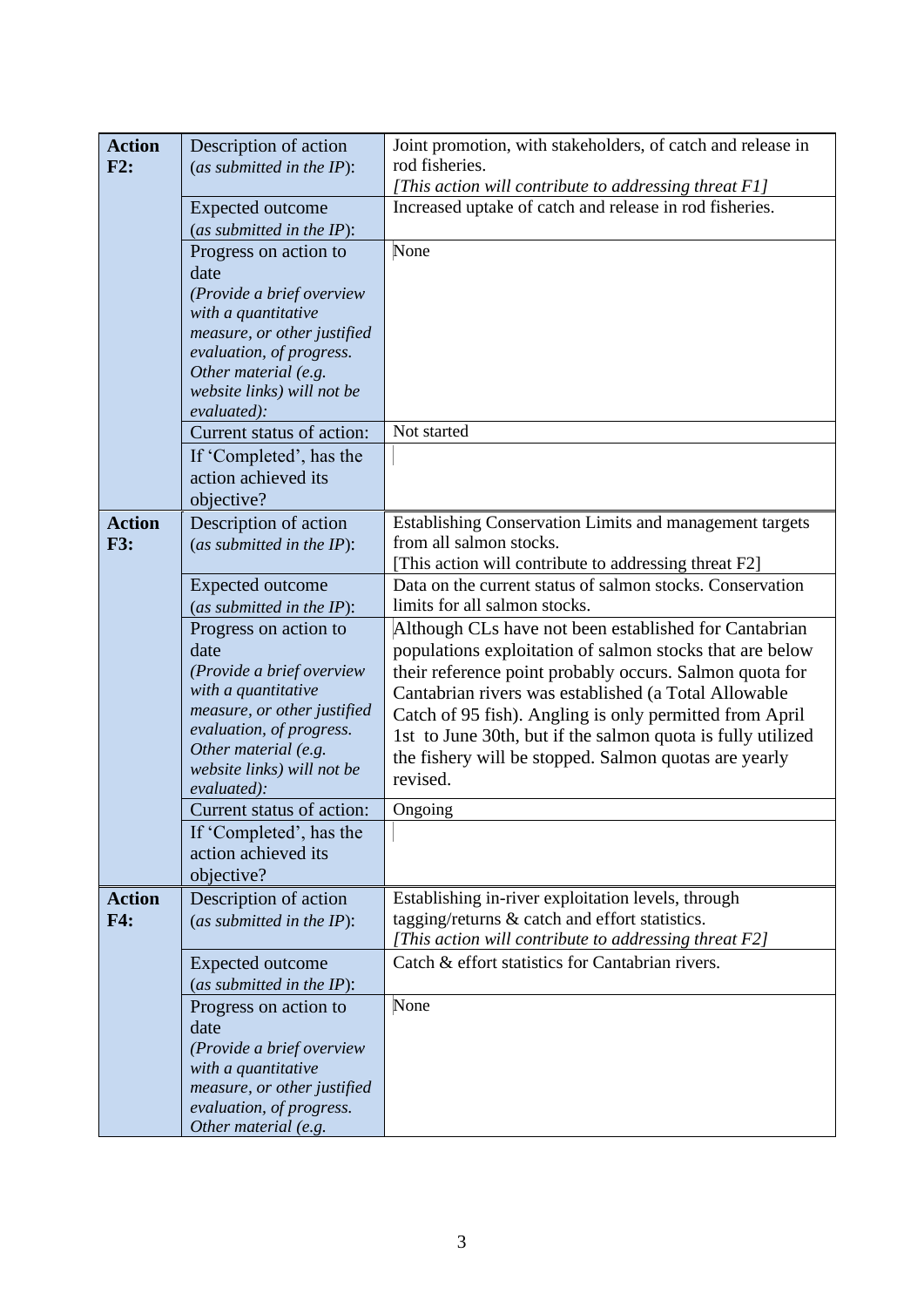| | | |
|---|---|---|
| **Action F2:** | Description of action (*as submitted in the IP*): | Joint promotion, with stakeholders, of catch and release in rod fisheries. *[This action will contribute to addressing threat F1]* |
| | Expected outcome (*as submitted in the IP*): | Increased uptake of catch and release in rod fisheries. |
| | Progress on action to date *(Provide a brief overview with a quantitative measure, or other justified evaluation, of progress. Other material (e.g. website links) will not be evaluated):* | None |
| | Current status of action: | Not started |
| | If 'Completed', has the action achieved its objective? | |
| **Action F3:** | Description of action (*as submitted in the IP*): | Establishing Conservation Limits and management targets from all salmon stocks. [This action will contribute to addressing threat F2] |
| | Expected outcome (*as submitted in the IP*): | Data on the current status of salmon stocks. Conservation limits for all salmon stocks. |
| | Progress on action to date *(Provide a brief overview with a quantitative measure, or other justified evaluation, of progress. Other material (e.g. website links) will not be evaluated):* | Although CLs have not been established for Cantabrian populations exploitation of salmon stocks that are below their reference point probably occurs. Salmon quota for Cantabrian rivers was established (a Total Allowable Catch of 95 fish). Angling is only permitted from April 1st to June 30th, but if the salmon quota is fully utilized the fishery will be stopped. Salmon quotas are yearly revised. |
| | Current status of action: | Ongoing |
| | If 'Completed', has the action achieved its objective? | |
| **Action F4:** | Description of action (*as submitted in the IP*): | Establishing in-river exploitation levels, through tagging/returns & catch and effort statistics. *[This action will contribute to addressing threat F2]* |
| | Expected outcome (*as submitted in the IP*): | Catch & effort statistics for Cantabrian rivers. |
| | Progress on action to date *(Provide a brief overview with a quantitative measure, or other justified evaluation, of progress. Other material (e.g.* | None |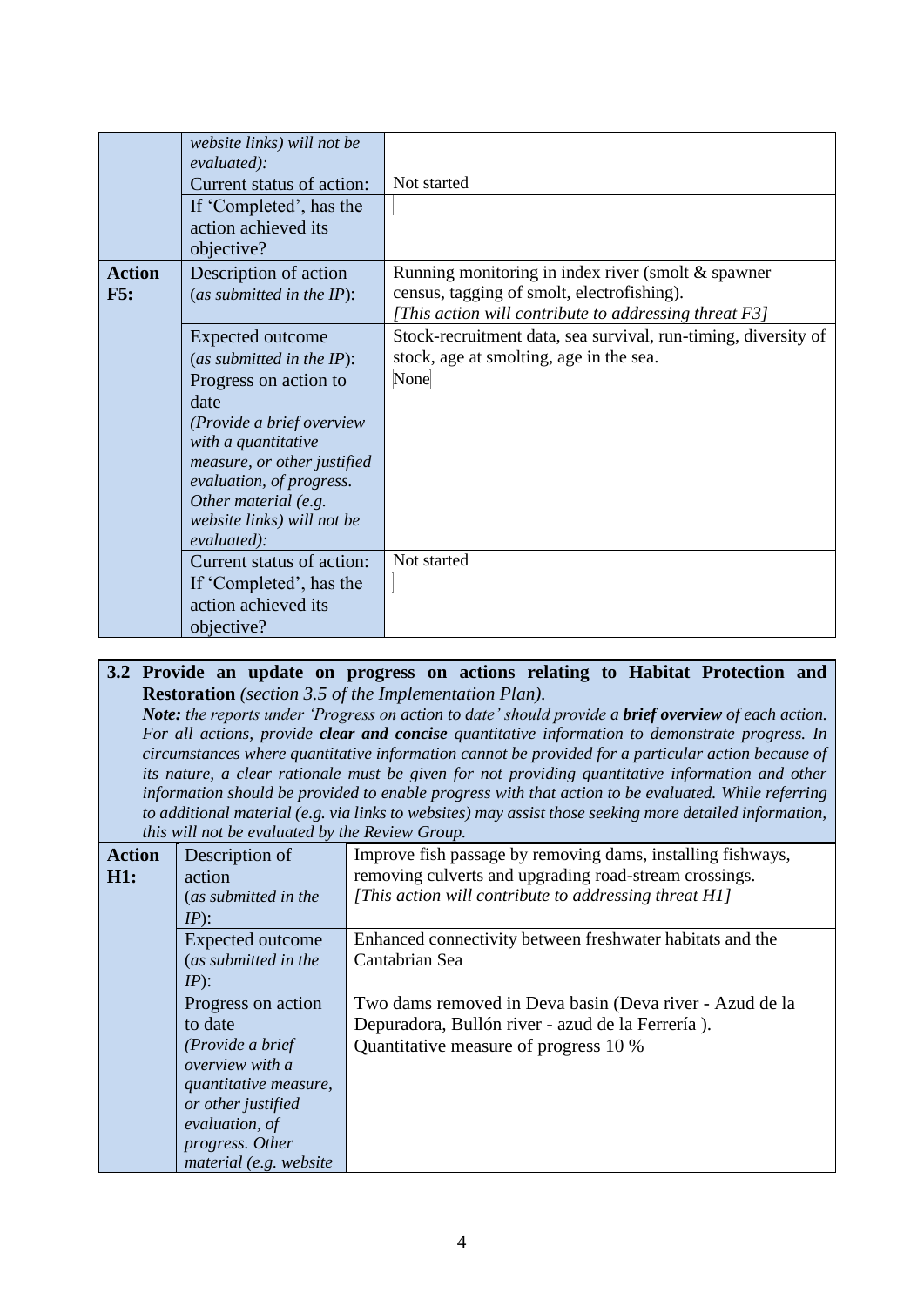| | | |
|---|---|---|
| | *website links) will not be evaluated):* | |
| | Current status of action: | Not started |
| | If 'Completed', has the action achieved its objective? | |
| **Action F5:** | Description of action (*as submitted in the IP*): | Running monitoring in index river (smolt & spawner census, tagging of smolt, electrofishing). *[This action will contribute to addressing threat F3]* |
| | Expected outcome (*as submitted in the IP*): | Stock-recruitment data, sea survival, run-timing, diversity of stock, age at smolting, age in the sea. |
| | Progress on action to date *(Provide a brief overview with a quantitative measure, or other justified evaluation, of progress. Other material (e.g. website links) will not be evaluated):* | None |
| | Current status of action: | Not started |
| | If 'Completed', has the action achieved its objective? | |

**3.2 Provide an update on progress on actions relating to Habitat Protection and Restoration** *(section 3.5 of the Implementation Plan).*
***Note:*** *the reports under 'Progress on action to date' should provide a* ***brief overview*** *of each action. For all actions, provide* ***clear and concise*** *quantitative information to demonstrate progress. In circumstances where quantitative information cannot be provided for a particular action because of its nature, a clear rationale must be given for not providing quantitative information and other information should be provided to enable progress with that action to be evaluated. While referring to additional material (e.g. via links to websites) may assist those seeking more detailed information, this will not be evaluated by the Review Group.*

| | | |
|---|---|---|
| **Action H1:** | Description of action (*as submitted in the IP*): | Improve fish passage by removing dams, installing fishways, removing culverts and upgrading road-stream crossings. *[This action will contribute to addressing threat H1]* |
| | Expected outcome (*as submitted in the IP*): | Enhanced connectivity between freshwater habitats and the Cantabrian Sea |
| | Progress on action to date *(Provide a brief overview with a quantitative measure, or other justified evaluation, of progress. Other material (e.g. website* | Two dams removed in Deva basin (Deva river - Azud de la Depuradora, Bullón river - azud de la Ferrería ). Quantitative measure of progress 10 % |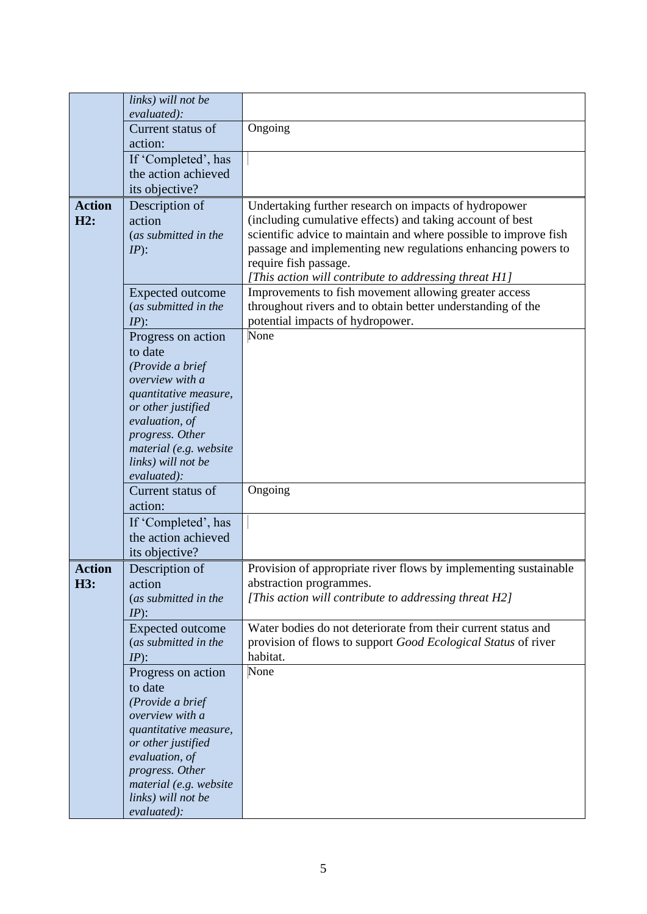| | | |
|---|---|---|
| | *links) will not be evaluated):* | |
| | Current status of action: | Ongoing |
| | If 'Completed', has the action achieved its objective? | |
| **Action H2:** | Description of action (*as submitted in the IP*): | Undertaking further research on impacts of hydropower (including cumulative effects) and taking account of best scientific advice to maintain and where possible to improve fish passage and implementing new regulations enhancing powers to require fish passage. *[This action will contribute to addressing threat H1]* |
| | Expected outcome (*as submitted in the IP*): | Improvements to fish movement allowing greater access throughout rivers and to obtain better understanding of the potential impacts of hydropower. |
| | Progress on action to date *(Provide a brief overview with a quantitative measure, or other justified evaluation, of progress. Other material (e.g. website links) will not be evaluated):* | None |
| | Current status of action: | Ongoing |
| | If 'Completed', has the action achieved its objective? | |
| **Action H3:** | Description of action (*as submitted in the IP*): | Provision of appropriate river flows by implementing sustainable abstraction programmes. *[This action will contribute to addressing threat H2]* |
| | Expected outcome (*as submitted in the IP*): | Water bodies do not deteriorate from their current status and provision of flows to support *Good Ecological Status* of river habitat. |
| | Progress on action to date *(Provide a brief overview with a quantitative measure, or other justified evaluation, of progress. Other material (e.g. website links) will not be evaluated):* | None |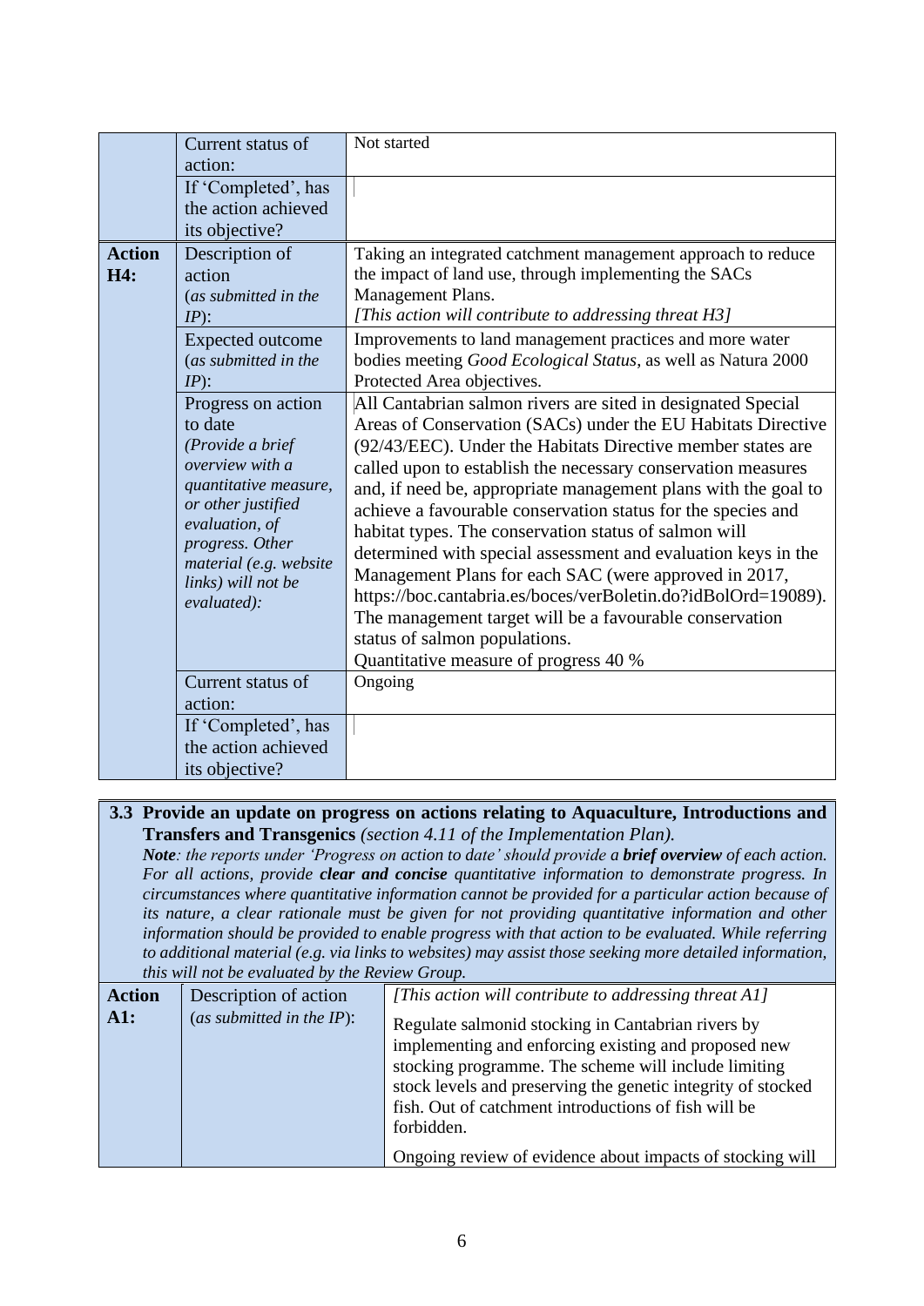| | | |
|---|---|---|
| | Current status of action: | Not started |
| | If 'Completed', has the action achieved its objective? | |
| **Action H4:** | Description of action (*as submitted in the IP*): | Taking an integrated catchment management approach to reduce the impact of land use, through implementing the SACs Management Plans. *[This action will contribute to addressing threat H3]* |
| | Expected outcome (*as submitted in the IP*): | Improvements to land management practices and more water bodies meeting *Good Ecological Status*, as well as Natura 2000 Protected Area objectives. |
| | Progress on action to date *(Provide a brief overview with a quantitative measure, or other justified evaluation, of progress. Other material (e.g. website links) will not be evaluated):* | All Cantabrian salmon rivers are sited in designated Special Areas of Conservation (SACs) under the EU Habitats Directive (92/43/EEC). Under the Habitats Directive member states are called upon to establish the necessary conservation measures and, if need be, appropriate management plans with the goal to achieve a favourable conservation status for the species and habitat types. The conservation status of salmon will determined with special assessment and evaluation keys in the Management Plans for each SAC (were approved in 2017, https://boc.cantabria.es/boces/verBoletin.do?idBolOrd=19089). The management target will be a favourable conservation status of salmon populations. Quantitative measure of progress 40 % |
| | Current status of action: | Ongoing |
| | If 'Completed', has the action achieved its objective? | |

**3.3 Provide an update on progress on actions relating to Aquaculture, Introductions and Transfers and Transgenics** *(section 4.11 of the Implementation Plan).*

***Note**: the reports under 'Progress on action to date' should provide a **brief overview** of each action. For all actions, provide **clear and concise** quantitative information to demonstrate progress. In circumstances where quantitative information cannot be provided for a particular action because of its nature, a clear rationale must be given for not providing quantitative information and other information should be provided to enable progress with that action to be evaluated. While referring to additional material (e.g. via links to websites) may assist those seeking more detailed information, this will not be evaluated by the Review Group.*

| | | |
|---|---|---|
| **Action A1:** | Description of action (*as submitted in the IP*): | *[This action will contribute to addressing threat A1]* Regulate salmonid stocking in Cantabrian rivers by implementing and enforcing existing and proposed new stocking programme. The scheme will include limiting stock levels and preserving the genetic integrity of stocked fish. Out of catchment introductions of fish will be forbidden. Ongoing review of evidence about impacts of stocking will |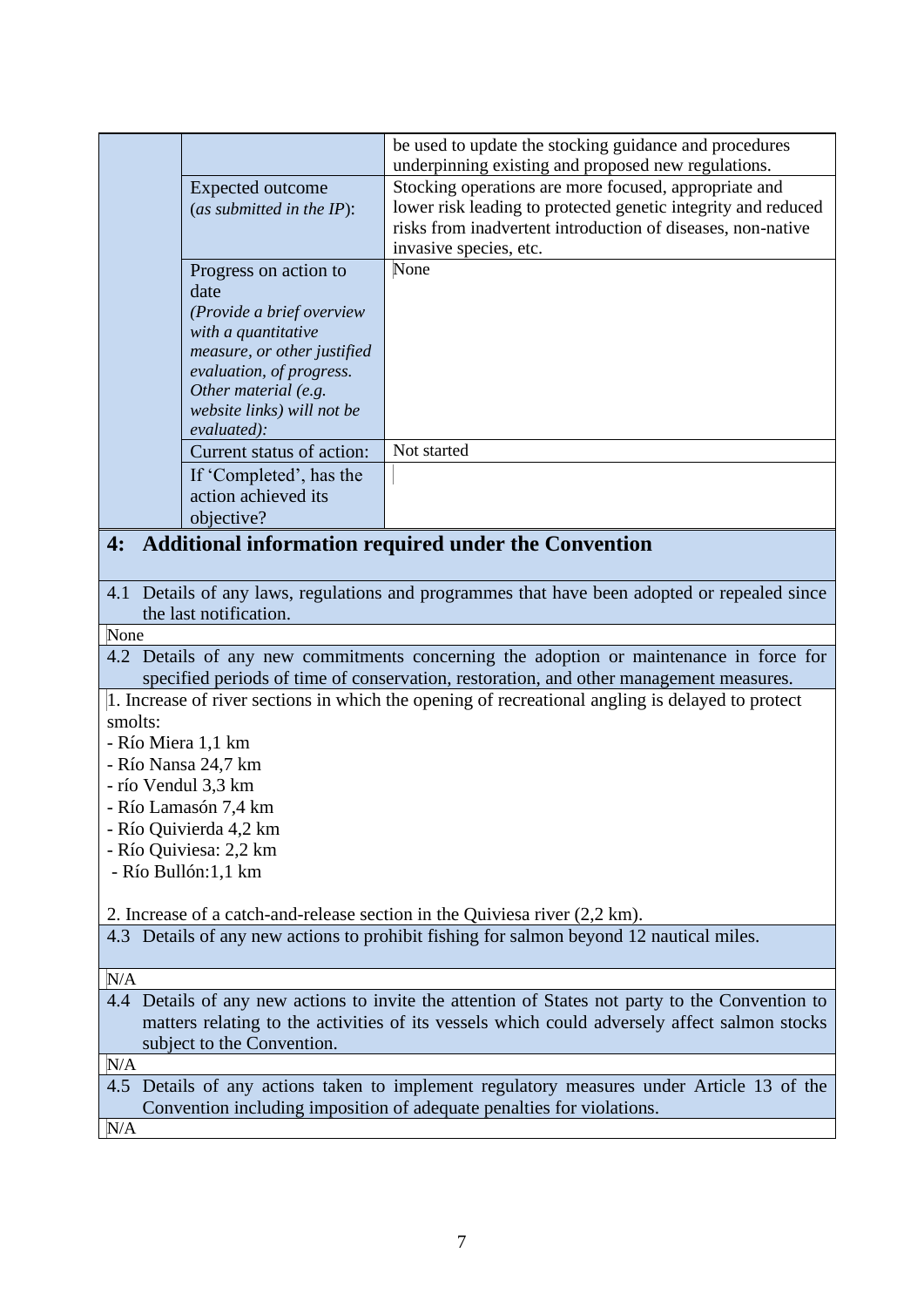| | | |
|---|---|---|
| | | be used to update the stocking guidance and procedures underpinning existing and proposed new regulations. |
| | Expected outcome (*as submitted in the IP*): | Stocking operations are more focused, appropriate and lower risk leading to protected genetic integrity and reduced risks from inadvertent introduction of diseases, non-native invasive species, etc. |
| | Progress on action to date *(Provide a brief overview with a quantitative measure, or other justified evaluation, of progress. Other material (e.g. website links) will not be evaluated):* | None |
| | Current status of action: | Not started |
| | If 'Completed', has the action achieved its objective? | |

## 4: Additional information required under the Convention

**4.1 Details of any laws, regulations and programmes that have been adopted or repealed since the last notification.**

None

**4.2 Details of any new commitments concerning the adoption or maintenance in force for specified periods of time of conservation, restoration, and other management measures.**

1. Increase of river sections in which the opening of recreational angling is delayed to protect smolts:
- Río Miera 1,1 km
- Río Nansa 24,7 km
- río Vendul 3,3 km
- Río Lamasón 7,4 km
- Río Quivierda 4,2 km
- Río Quiviesa: 2,2 km
- Río Bullón:1,1 km

2. Increase of a catch-and-release section in the Quiviesa river (2,2 km).

**4.3 Details of any new actions to prohibit fishing for salmon beyond 12 nautical miles.**

N/A

**4.4 Details of any new actions to invite the attention of States not party to the Convention to matters relating to the activities of its vessels which could adversely affect salmon stocks subject to the Convention.**

N/A

**4.5 Details of any actions taken to implement regulatory measures under Article 13 of the Convention including imposition of adequate penalties for violations.**

N/A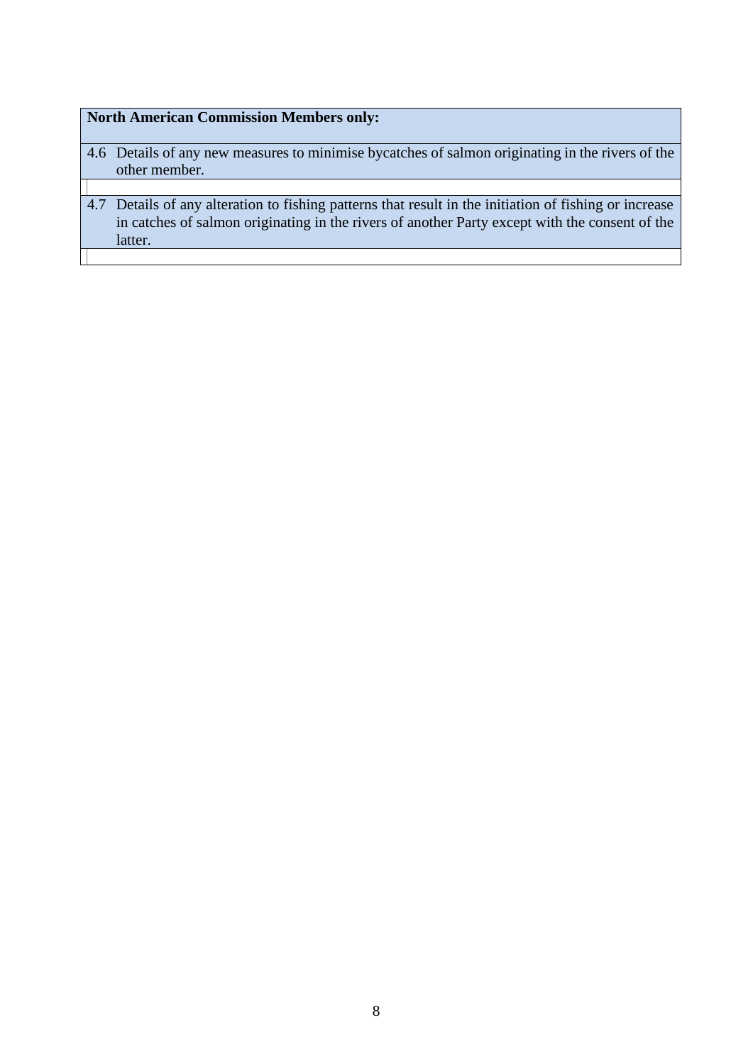| **North American Commission Members only:** |
| --- |
| 4.6 Details of any new measures to minimise bycatches of salmon originating in the rivers of the other member. |
| |
| 4.7 Details of any alteration to fishing patterns that result in the initiation of fishing or increase in catches of salmon originating in the rivers of another Party except with the consent of the latter. |
| |